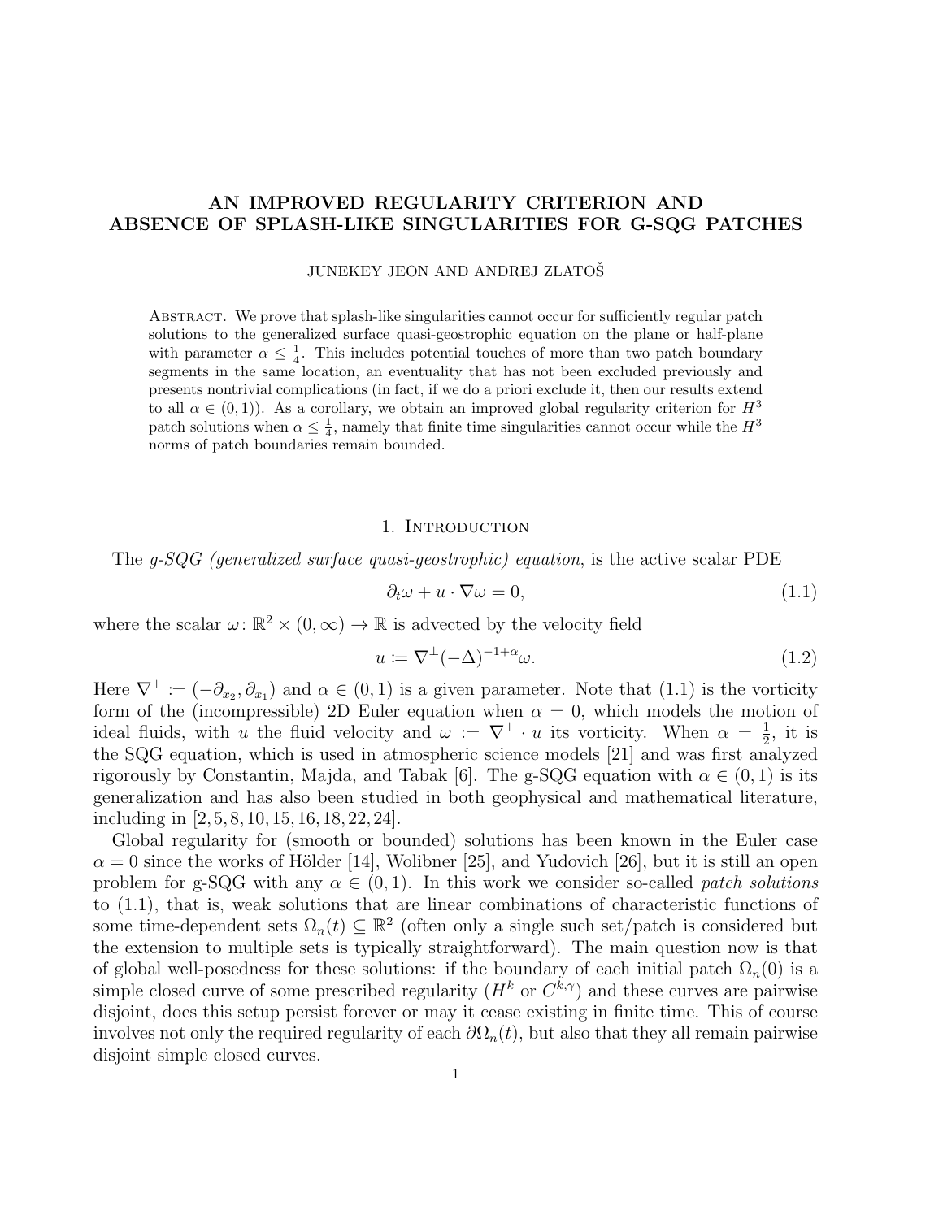# AN IMPROVED REGULARITY CRITERION AND ABSENCE OF SPLASH-LIKE SINGULARITIES FOR G-SQG PATCHES

JUNEKEY JEON AND ANDREJ ZLATOŠ

Abstract. We prove that splash-like singularities cannot occur for sufficiently regular patch solutions to the generalized surface quasi-geostrophic equation on the plane or half-plane with parameter $\alpha \le \frac{1}{4}$. This includes potential touches of more than two patch boundary segments in the same location, an eventuality that has not been excluded previously and presents nontrivial complications (in fact, if we do a priori exclude it, then our results extend to all $\alpha \in (0,1)$). As a corollary, we obtain an improved global regularity criterion for $H^3$ patch solutions when $\alpha \le \frac{1}{4}$, namely that finite time singularities cannot occur while the $H^3$ norms of patch boundaries remain bounded.

## 1. Introduction

The *g-SQG (generalized surface quasi-geostrophic) equation*, is the active scalar PDE

$$\partial_t \omega + u \cdot \nabla \omega = 0, \tag{1.1}$$

where the scalar $\omega \colon \mathbb{R}^2 \times (0,\infty) \to \mathbb{R}$ is advected by the velocity field

$$u \coloneqq \nabla^{\perp}(-\Delta)^{-1+\alpha}\omega. \tag{1.2}$$

Here $\nabla^{\perp} \coloneqq (-\partial_{x_2}, \partial_{x_1})$ and $\alpha \in (0,1)$ is a given parameter. Note that (1.1) is the vorticity form of the (incompressible) 2D Euler equation when $\alpha = 0$, which models the motion of ideal fluids, with $u$ the fluid velocity and $\omega \coloneqq \nabla^{\perp} \cdot u$ its vorticity. When $\alpha = \frac{1}{2}$, it is the SQG equation, which is used in atmospheric science models [21] and was first analyzed rigorously by Constantin, Majda, and Tabak [6]. The g-SQG equation with $\alpha \in (0,1)$ is its generalization and has also been studied in both geophysical and mathematical literature, including in [2, 5, 8, 10, 15, 16, 18, 22, 24].

Global regularity for (smooth or bounded) solutions has been known in the Euler case $\alpha = 0$ since the works of Hölder [14], Wolibner [25], and Yudovich [26], but it is still an open problem for g-SQG with any $\alpha \in (0,1)$. In this work we consider so-called *patch solutions* to (1.1), that is, weak solutions that are linear combinations of characteristic functions of some time-dependent sets $\Omega_n(t) \subseteq \mathbb{R}^2$ (often only a single such set/patch is considered but the extension to multiple sets is typically straightforward). The main question now is that of global well-posedness for these solutions: if the boundary of each initial patch $\Omega_n(0)$ is a simple closed curve of some prescribed regularity ($H^k$ or $C^{k,\gamma}$) and these curves are pairwise disjoint, does this setup persist forever or may it cease existing in finite time. This of course involves not only the required regularity of each $\partial\Omega_n(t)$, but also that they all remain pairwise disjoint simple closed curves.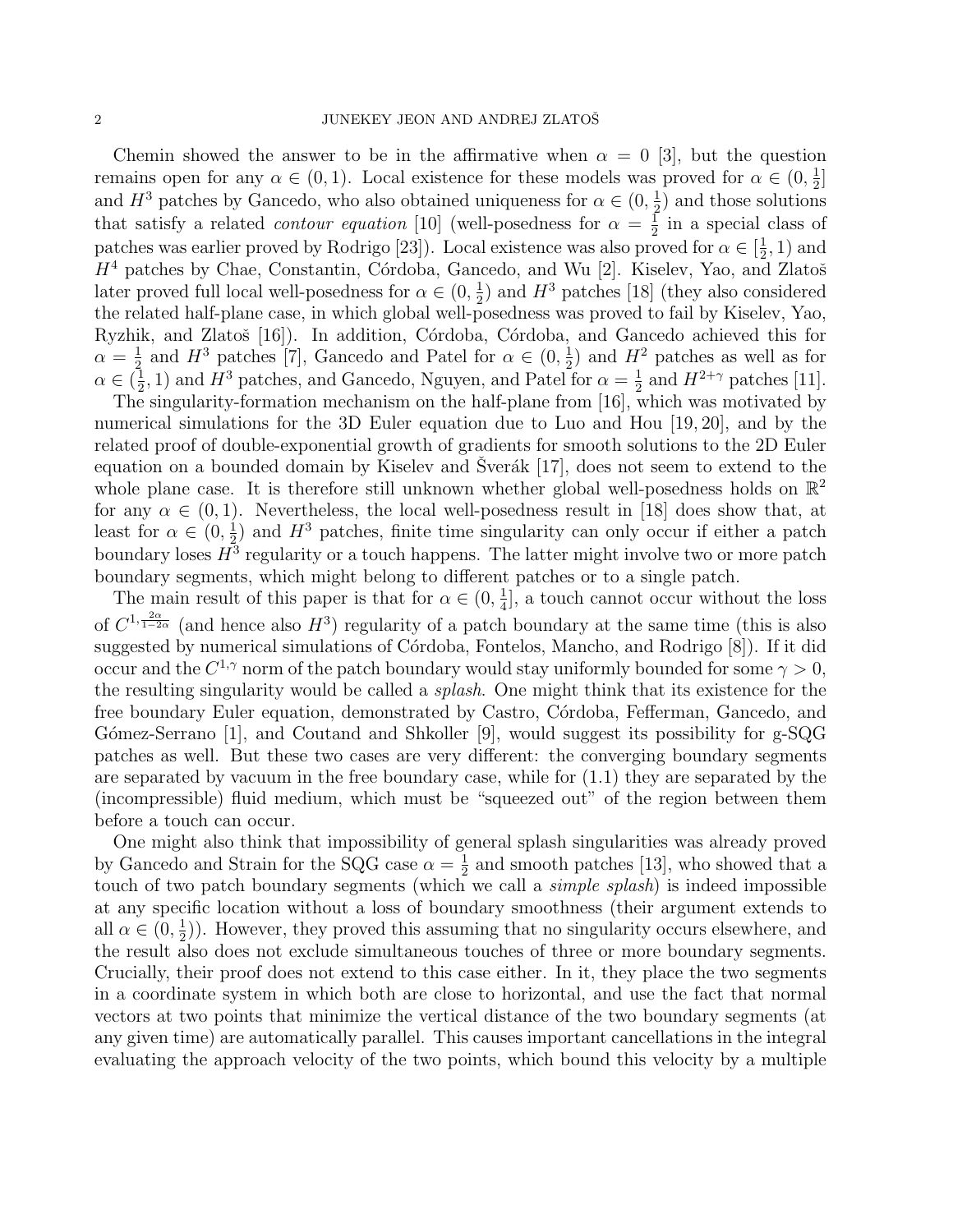Chemin showed the answer to be in the affirmative when $\alpha = 0$ [3], but the question remains open for any $\alpha \in (0, 1)$. Local existence for these models was proved for $\alpha \in (0, \frac{1}{2}]$ and $H^3$ patches by Gancedo, who also obtained uniqueness for $\alpha \in (0, \frac{1}{2})$ and those solutions that satisfy a related *contour equation* [10] (well-posedness for $\alpha = \frac{1}{2}$ in a special class of patches was earlier proved by Rodrigo [23]). Local existence was also proved for $\alpha \in [\frac{1}{2}, 1)$ and $H^4$ patches by Chae, Constantin, Córdoba, Gancedo, and Wu [2]. Kiselev, Yao, and Zlatoš later proved full local well-posedness for $\alpha \in (0, \frac{1}{2})$ and $H^3$ patches [18] (they also considered the related half-plane case, in which global well-posedness was proved to fail by Kiselev, Yao, Ryzhik, and Zlatoš [16]). In addition, Córdoba, Córdoba, and Gancedo achieved this for $\alpha = \frac{1}{2}$ and $H^3$ patches [7], Gancedo and Patel for $\alpha \in (0, \frac{1}{2})$ and $H^2$ patches as well as for $\alpha \in (\frac{1}{2}, 1)$ and $H^3$ patches, and Gancedo, Nguyen, and Patel for $\alpha = \frac{1}{2}$ and $H^{2+\gamma}$ patches [11].

The singularity-formation mechanism on the half-plane from [16], which was motivated by numerical simulations for the 3D Euler equation due to Luo and Hou [19, 20], and by the related proof of double-exponential growth of gradients for smooth solutions to the 2D Euler equation on a bounded domain by Kiselev and Šverák [17], does not seem to extend to the whole plane case. It is therefore still unknown whether global well-posedness holds on $\mathbb{R}^2$ for any $\alpha \in (0, 1)$. Nevertheless, the local well-posedness result in [18] does show that, at least for $\alpha \in (0, \frac{1}{2})$ and $H^3$ patches, finite time singularity can only occur if either a patch boundary loses $H^3$ regularity or a touch happens. The latter might involve two or more patch boundary segments, which might belong to different patches or to a single patch.

The main result of this paper is that for $\alpha \in (0, \frac{1}{4}]$, a touch cannot occur without the loss of $C^{1, \frac{2\alpha}{1-2\alpha}}$ (and hence also $H^3$) regularity of a patch boundary at the same time (this is also suggested by numerical simulations of Córdoba, Fontelos, Mancho, and Rodrigo [8]). If it did occur and the $C^{1,\gamma}$ norm of the patch boundary would stay uniformly bounded for some $\gamma > 0$, the resulting singularity would be called a *splash*. One might think that its existence for the free boundary Euler equation, demonstrated by Castro, Córdoba, Fefferman, Gancedo, and Gómez-Serrano [1], and Coutand and Shkoller [9], would suggest its possibility for g-SQG patches as well. But these two cases are very different: the converging boundary segments are separated by vacuum in the free boundary case, while for (1.1) they are separated by the (incompressible) fluid medium, which must be "squeezed out" of the region between them before a touch can occur.

One might also think that impossibility of general splash singularities was already proved by Gancedo and Strain for the SQG case $\alpha = \frac{1}{2}$ and smooth patches [13], who showed that a touch of two patch boundary segments (which we call a *simple splash*) is indeed impossible at any specific location without a loss of boundary smoothness (their argument extends to all $\alpha \in (0, \frac{1}{2})$). However, they proved this assuming that no singularity occurs elsewhere, and the result also does not exclude simultaneous touches of three or more boundary segments. Crucially, their proof does not extend to this case either. In it, they place the two segments in a coordinate system in which both are close to horizontal, and use the fact that normal vectors at two points that minimize the vertical distance of the two boundary segments (at any given time) are automatically parallel. This causes important cancellations in the integral evaluating the approach velocity of the two points, which bound this velocity by a multiple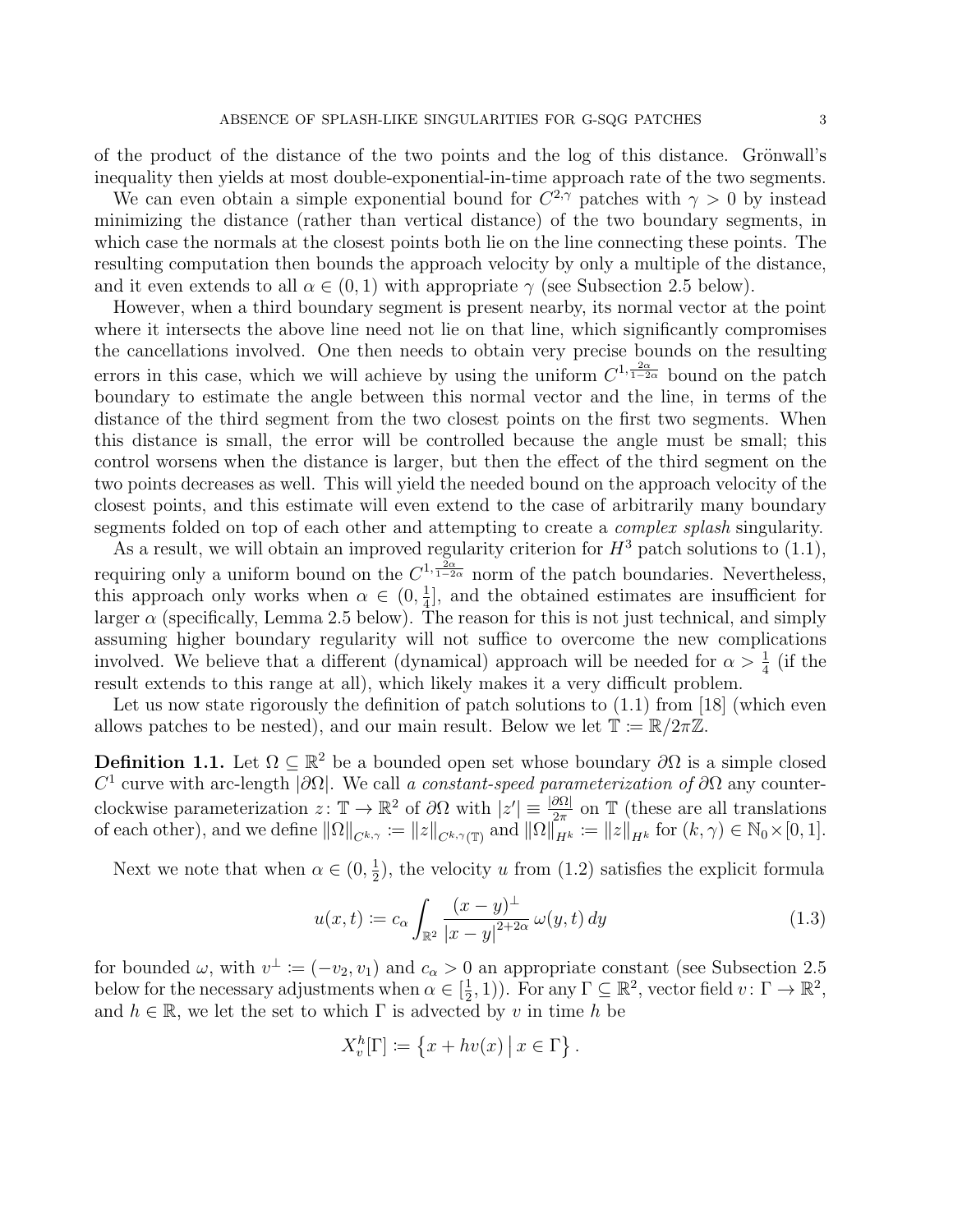of the product of the distance of the two points and the log of this distance. Grönwall's inequality then yields at most double-exponential-in-time approach rate of the two segments.

We can even obtain a simple exponential bound for $C^{2,\gamma}$ patches with $\gamma > 0$ by instead minimizing the distance (rather than vertical distance) of the two boundary segments, in which case the normals at the closest points both lie on the line connecting these points. The resulting computation then bounds the approach velocity by only a multiple of the distance, and it even extends to all $\alpha \in (0,1)$ with appropriate $\gamma$ (see Subsection 2.5 below).

However, when a third boundary segment is present nearby, its normal vector at the point where it intersects the above line need not lie on that line, which significantly compromises the cancellations involved. One then needs to obtain very precise bounds on the resulting errors in this case, which we will achieve by using the uniform $C^{1,\frac{2\alpha}{1-2\alpha}}$ bound on the patch boundary to estimate the angle between this normal vector and the line, in terms of the distance of the third segment from the two closest points on the first two segments. When this distance is small, the error will be controlled because the angle must be small; this control worsens when the distance is larger, but then the effect of the third segment on the two points decreases as well. This will yield the needed bound on the approach velocity of the closest points, and this estimate will even extend to the case of arbitrarily many boundary segments folded on top of each other and attempting to create a *complex splash* singularity.

As a result, we will obtain an improved regularity criterion for $H^3$ patch solutions to (1.1), requiring only a uniform bound on the $C^{1,\frac{2\alpha}{1-2\alpha}}$ norm of the patch boundaries. Nevertheless, this approach only works when $\alpha \in (0, \frac{1}{4}]$, and the obtained estimates are insufficient for larger $\alpha$ (specifically, Lemma 2.5 below). The reason for this is not just technical, and simply assuming higher boundary regularity will not suffice to overcome the new complications involved. We believe that a different (dynamical) approach will be needed for $\alpha > \frac{1}{4}$ (if the result extends to this range at all), which likely makes it a very difficult problem.

Let us now state rigorously the definition of patch solutions to (1.1) from [18] (which even allows patches to be nested), and our main result. Below we let $\mathbb{T} := \mathbb{R}/2\pi\mathbb{Z}$.

**Definition 1.1.** Let $\Omega \subseteq \mathbb{R}^2$ be a bounded open set whose boundary $\partial\Omega$ is a simple closed $C^1$ curve with arc-length $|\partial\Omega|$. We call *a constant-speed parameterization of* $\partial\Omega$ any counter-clockwise parameterization $z\colon \mathbb{T} \to \mathbb{R}^2$ of $\partial\Omega$ with $|z'| \equiv \frac{|\partial\Omega|}{2\pi}$ on $\mathbb{T}$ (these are all translations of each other), and we define $\|\Omega\|_{C^{k,\gamma}} := \|z\|_{C^{k,\gamma}(\mathbb{T})}$ and $\|\Omega\|_{H^k} := \|z\|_{H^k}$ for $(k,\gamma) \in \mathbb{N}_0 \times [0,1]$.

Next we note that when $\alpha \in (0, \frac{1}{2})$, the velocity $u$ from (1.2) satisfies the explicit formula

$$u(x,t) := c_\alpha \int_{\mathbb{R}^2} \frac{(x-y)^\perp}{|x-y|^{2+2\alpha}}\, \omega(y,t)\, dy \tag{1.3}$$

for bounded $\omega$, with $v^\perp := (-v_2, v_1)$ and $c_\alpha > 0$ an appropriate constant (see Subsection 2.5 below for the necessary adjustments when $\alpha \in [\frac{1}{2}, 1)$). For any $\Gamma \subseteq \mathbb{R}^2$, vector field $v\colon \Gamma \to \mathbb{R}^2$, and $h \in \mathbb{R}$, we let the set to which $\Gamma$ is advected by $v$ in time $h$ be

$$X_v^h[\Gamma] := \left\{ x + hv(x) \,\middle|\, x \in \Gamma \right\}.$$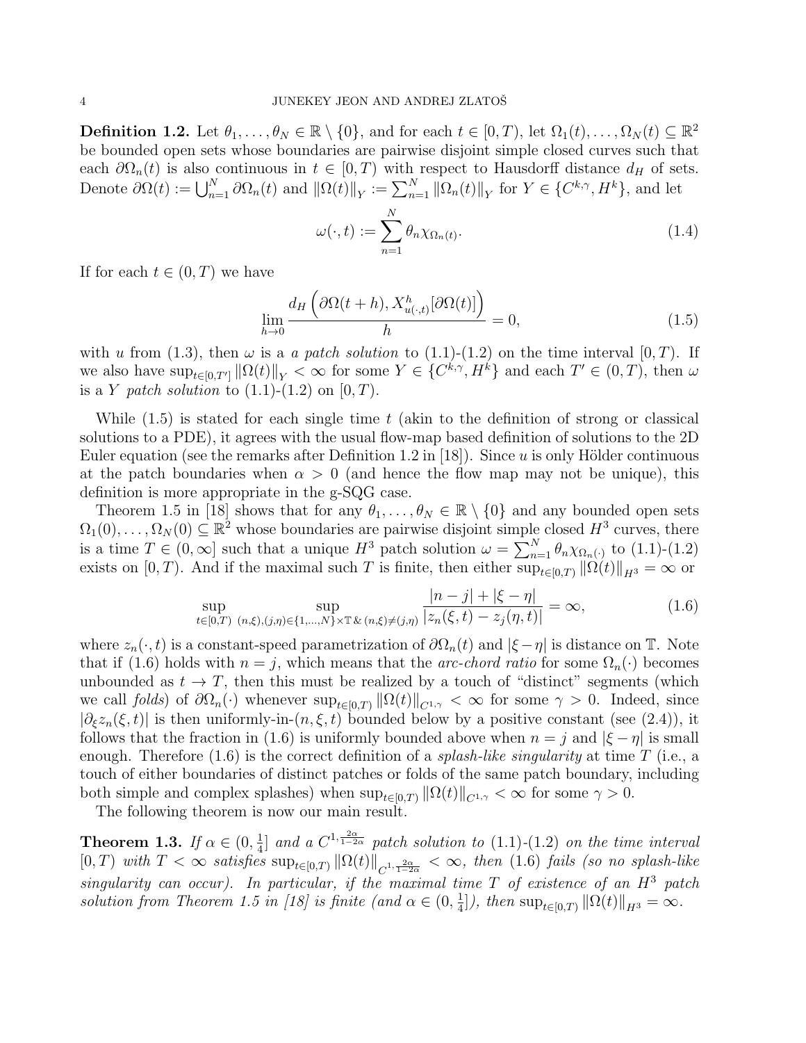**Definition 1.2.** Let $\theta_1, \dots, \theta_N \in \mathbb{R} \setminus \{0\}$, and for each $t \in [0,T)$, let $\Omega_1(t), \dots, \Omega_N(t) \subseteq \mathbb{R}^2$ be bounded open sets whose boundaries are pairwise disjoint simple closed curves such that each $\partial\Omega_n(t)$ is also continuous in $t \in [0,T)$ with respect to Hausdorff distance $d_H$ of sets. Denote $\partial\Omega(t) := \bigcup_{n=1}^N \partial\Omega_n(t)$ and $\|\Omega(t)\|_Y := \sum_{n=1}^N \|\Omega_n(t)\|_Y$ for $Y \in \{C^{k,\gamma}, H^k\}$, and let

$$\omega(\cdot, t) := \sum_{n=1}^N \theta_n \chi_{\Omega_n(t)}. \tag{1.4}$$

If for each $t \in (0,T)$ we have

$$\lim_{h \to 0} \frac{d_H\left(\partial\Omega(t+h), X^h_{u(\cdot,t)}[\partial\Omega(t)]\right)}{h} = 0, \tag{1.5}$$

with $u$ from (1.3), then $\omega$ is a *a patch solution* to (1.1)-(1.2) on the time interval $[0,T)$. If we also have $\sup_{t\in[0,T']} \|\Omega(t)\|_Y < \infty$ for some $Y \in \{C^{k,\gamma}, H^k\}$ and each $T' \in (0,T)$, then $\omega$ is a *$Y$ patch solution* to (1.1)-(1.2) on $[0,T)$.

While (1.5) is stated for each single time $t$ (akin to the definition of strong or classical solutions to a PDE), it agrees with the usual flow-map based definition of solutions to the 2D Euler equation (see the remarks after Definition 1.2 in [18]). Since $u$ is only Hölder continuous at the patch boundaries when $\alpha > 0$ (and hence the flow map may not be unique), this definition is more appropriate in the g-SQG case.

Theorem 1.5 in [18] shows that for any $\theta_1, \dots, \theta_N \in \mathbb{R} \setminus \{0\}$ and any bounded open sets $\Omega_1(0), \dots, \Omega_N(0) \subseteq \mathbb{R}^2$ whose boundaries are pairwise disjoint simple closed $H^3$ curves, there is a time $T \in (0, \infty]$ such that a unique $H^3$ patch solution $\omega = \sum_{n=1}^N \theta_n \chi_{\Omega_n(\cdot)}$ to (1.1)-(1.2) exists on $[0,T)$. And if the maximal such $T$ is finite, then either $\sup_{t\in[0,T)} \|\Omega(t)\|_{H^3} = \infty$ or

$$\sup_{t\in[0,T)} \sup_{(n,\xi),(j,\eta)\in\{1,\dots,N\}\times\mathbb{T}\,\&\,(n,\xi)\neq(j,\eta)} \frac{|n-j| + |\xi - \eta|}{|z_n(\xi,t) - z_j(\eta,t)|} = \infty, \tag{1.6}$$

where $z_n(\cdot,t)$ is a constant-speed parametrization of $\partial\Omega_n(t)$ and $|\xi - \eta|$ is distance on $\mathbb{T}$. Note that if (1.6) holds with $n = j$, which means that the *arc-chord ratio* for some $\Omega_n(\cdot)$ becomes unbounded as $t \to T$, then this must be realized by a touch of "distinct" segments (which we call *folds*) of $\partial\Omega_n(\cdot)$ whenever $\sup_{t\in[0,T)} \|\Omega(t)\|_{C^{1,\gamma}} < \infty$ for some $\gamma > 0$. Indeed, since $|\partial_\xi z_n(\xi,t)|$ is then uniformly-in-$(n,\xi,t)$ bounded below by a positive constant (see (2.4)), it follows that the fraction in (1.6) is uniformly bounded above when $n = j$ and $|\xi - \eta|$ is small enough. Therefore (1.6) is the correct definition of a *splash-like singularity* at time $T$ (i.e., a touch of either boundaries of distinct patches or folds of the same patch boundary, including both simple and complex splashes) when $\sup_{t\in[0,T)} \|\Omega(t)\|_{C^{1,\gamma}} < \infty$ for some $\gamma > 0$.

The following theorem is now our main result.

**Theorem 1.3.** *If $\alpha \in (0, \frac{1}{4}]$ and a $C^{1,\frac{2\alpha}{1-2\alpha}}$ patch solution to (1.1)-(1.2) on the time interval $[0,T)$ with $T < \infty$ satisfies $\sup_{t\in[0,T)} \|\Omega(t)\|_{C^{1,\frac{2\alpha}{1-2\alpha}}} < \infty$, then (1.6) fails (so no splash-like singularity can occur). In particular, if the maximal time $T$ of existence of an $H^3$ patch solution from Theorem 1.5 in [18] is finite (and $\alpha \in (0, \frac{1}{4}]$), then $\sup_{t\in[0,T)} \|\Omega(t)\|_{H^3} = \infty$.*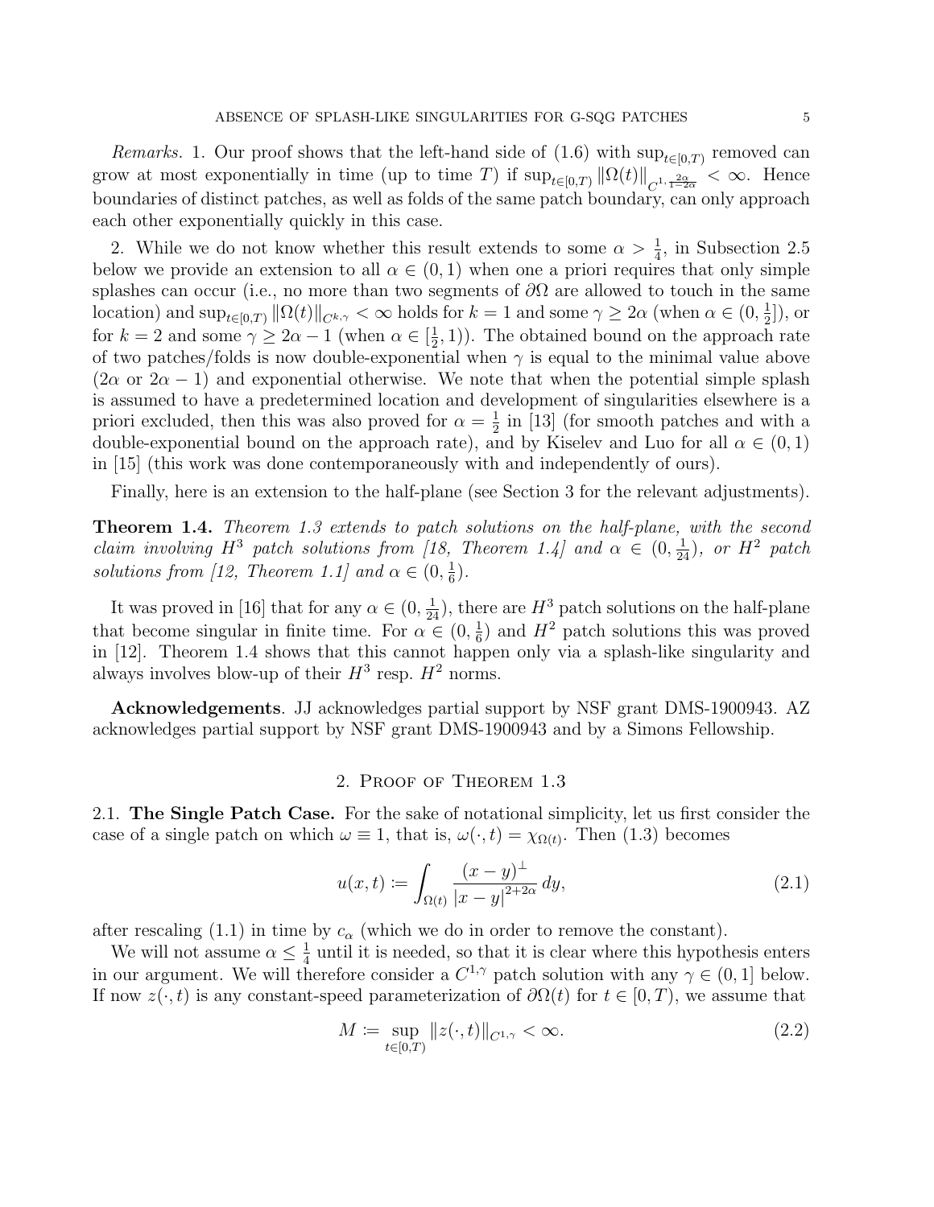*Remarks.* 1. Our proof shows that the left-hand side of (1.6) with $\sup_{t\in[0,T)}$ removed can grow at most exponentially in time (up to time $T$) if $\sup_{t\in[0,T)} \|\Omega(t)\|_{C^{1,\frac{2\alpha}{1-2\alpha}}} < \infty$. Hence boundaries of distinct patches, as well as folds of the same patch boundary, can only approach each other exponentially quickly in this case.

2. While we do not know whether this result extends to some $\alpha > \frac{1}{4}$, in Subsection 2.5 below we provide an extension to all $\alpha \in (0,1)$ when one a priori requires that only simple splashes can occur (i.e., no more than two segments of $\partial\Omega$ are allowed to touch in the same location) and $\sup_{t\in[0,T)} \|\Omega(t)\|_{C^{k,\gamma}} < \infty$ holds for $k=1$ and some $\gamma \geq 2\alpha$ (when $\alpha \in (0, \frac{1}{2}]$), or for $k=2$ and some $\gamma \geq 2\alpha - 1$ (when $\alpha \in [\frac{1}{2}, 1)$). The obtained bound on the approach rate of two patches/folds is now double-exponential when $\gamma$ is equal to the minimal value above ($2\alpha$ or $2\alpha - 1$) and exponential otherwise. We note that when the potential simple splash is assumed to have a predetermined location and development of singularities elsewhere is a priori excluded, then this was also proved for $\alpha = \frac{1}{2}$ in [13] (for smooth patches and with a double-exponential bound on the approach rate), and by Kiselev and Luo for all $\alpha \in (0,1)$ in [15] (this work was done contemporaneously with and independently of ours).

Finally, here is an extension to the half-plane (see Section 3 for the relevant adjustments).

**Theorem 1.4.** *Theorem 1.3 extends to patch solutions on the half-plane, with the second claim involving $H^3$ patch solutions from [18, Theorem 1.4] and $\alpha \in (0, \frac{1}{24})$, or $H^2$ patch solutions from [12, Theorem 1.1] and $\alpha \in (0, \frac{1}{6})$.*

It was proved in [16] that for any $\alpha \in (0, \frac{1}{24})$, there are $H^3$ patch solutions on the half-plane that become singular in finite time. For $\alpha \in (0, \frac{1}{6})$ and $H^2$ patch solutions this was proved in [12]. Theorem 1.4 shows that this cannot happen only via a splash-like singularity and always involves blow-up of their $H^3$ resp. $H^2$ norms.

**Acknowledgements**. JJ acknowledges partial support by NSF grant DMS-1900943. AZ acknowledges partial support by NSF grant DMS-1900943 and by a Simons Fellowship.

## 2. Proof of Theorem 1.3

### 2.1. The Single Patch Case.

For the sake of notational simplicity, let us first consider the case of a single patch on which $\omega \equiv 1$, that is, $\omega(\cdot, t) = \chi_{\Omega(t)}$. Then (1.3) becomes

$$u(x,t) := \int_{\Omega(t)} \frac{(x-y)^{\perp}}{|x-y|^{2+2\alpha}} \, dy, \tag{2.1}$$

after rescaling (1.1) in time by $c_\alpha$ (which we do in order to remove the constant).

We will not assume $\alpha \leq \frac{1}{4}$ until it is needed, so that it is clear where this hypothesis enters in our argument. We will therefore consider a $C^{1,\gamma}$ patch solution with any $\gamma \in (0,1]$ below. If now $z(\cdot, t)$ is any constant-speed parameterization of $\partial\Omega(t)$ for $t \in [0,T)$, we assume that

$$M := \sup_{t\in[0,T)} \|z(\cdot,t)\|_{C^{1,\gamma}} < \infty. \tag{2.2}$$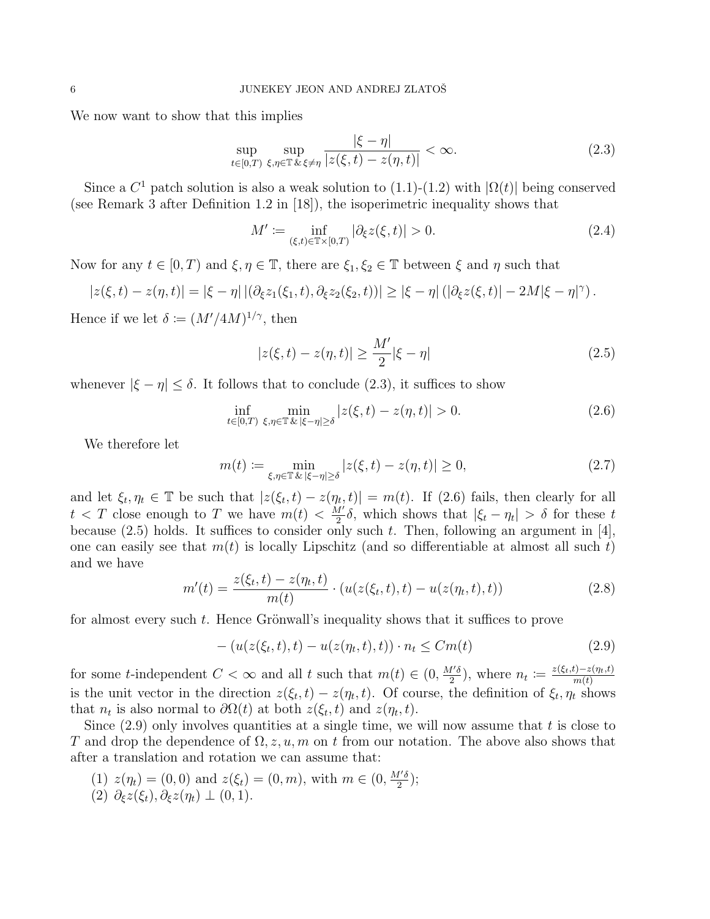We now want to show that this implies

$$\sup_{t\in[0,T)} \sup_{\xi,\eta\in\mathbb{T}\,\&\,\xi\neq\eta} \frac{|\xi-\eta|}{|z(\xi,t)-z(\eta,t)|} < \infty. \tag{2.3}$$

Since a $C^1$ patch solution is also a weak solution to (1.1)-(1.2) with $|\Omega(t)|$ being conserved (see Remark 3 after Definition 1.2 in [18]), the isoperimetric inequality shows that

$$M' \coloneqq \inf_{(\xi,t)\in\mathbb{T}\times[0,T)} |\partial_\xi z(\xi,t)| > 0. \tag{2.4}$$

Now for any $t\in[0,T)$ and $\xi,\eta\in\mathbb{T}$, there are $\xi_1,\xi_2\in\mathbb{T}$ between $\xi$ and $\eta$ such that

$$|z(\xi,t)-z(\eta,t)| = |\xi-\eta|\,|(\partial_\xi z_1(\xi_1,t),\partial_\xi z_2(\xi_2,t))| \geq |\xi-\eta|\left(|\partial_\xi z(\xi,t)| - 2M|\xi-\eta|^\gamma\right).$$

Hence if we let $\delta \coloneqq (M'/4M)^{1/\gamma}$, then

$$|z(\xi,t)-z(\eta,t)| \geq \frac{M'}{2}|\xi-\eta| \tag{2.5}$$

whenever $|\xi-\eta|\leq\delta$. It follows that to conclude (2.3), it suffices to show

$$\inf_{t\in[0,T)} \min_{\xi,\eta\in\mathbb{T}\,\&\,|\xi-\eta|\geq\delta} |z(\xi,t)-z(\eta,t)| > 0. \tag{2.6}$$

We therefore let

$$m(t) \coloneqq \min_{\xi,\eta\in\mathbb{T}\,\&\,|\xi-\eta|\geq\delta} |z(\xi,t)-z(\eta,t)| \geq 0, \tag{2.7}$$

and let $\xi_t,\eta_t\in\mathbb{T}$ be such that $|z(\xi_t,t)-z(\eta_t,t)| = m(t)$. If (2.6) fails, then clearly for all $t<T$ close enough to $T$ we have $m(t) < \frac{M'}{2}\delta$, which shows that $|\xi_t-\eta_t|>\delta$ for these $t$ because (2.5) holds. It suffices to consider only such $t$. Then, following an argument in [4], one can easily see that $m(t)$ is locally Lipschitz (and so differentiable at almost all such $t$) and we have

$$m'(t) = \frac{z(\xi_t,t)-z(\eta_t,t)}{m(t)}\cdot\left(u(z(\xi_t,t),t)-u(z(\eta_t,t),t)\right) \tag{2.8}$$

for almost every such $t$. Hence Grönwall's inequality shows that it suffices to prove

$$-\left(u(z(\xi_t,t),t)-u(z(\eta_t,t),t)\right)\cdot n_t \leq Cm(t) \tag{2.9}$$

for some $t$-independent $C<\infty$ and all $t$ such that $m(t)\in(0,\frac{M'\delta}{2})$, where $n_t \coloneqq \frac{z(\xi_t,t)-z(\eta_t,t)}{m(t)}$ is the unit vector in the direction $z(\xi_t,t)-z(\eta_t,t)$. Of course, the definition of $\xi_t,\eta_t$ shows that $n_t$ is also normal to $\partial\Omega(t)$ at both $z(\xi_t,t)$ and $z(\eta_t,t)$.

Since (2.9) only involves quantities at a single time, we will now assume that $t$ is close to $T$ and drop the dependence of $\Omega,z,u,m$ on $t$ from our notation. The above also shows that after a translation and rotation we can assume that:

(1) $z(\eta_t)=(0,0)$ and $z(\xi_t)=(0,m)$, with $m\in(0,\frac{M'\delta}{2})$;
(2) $\partial_\xi z(\xi_t),\partial_\xi z(\eta_t)\perp(0,1)$.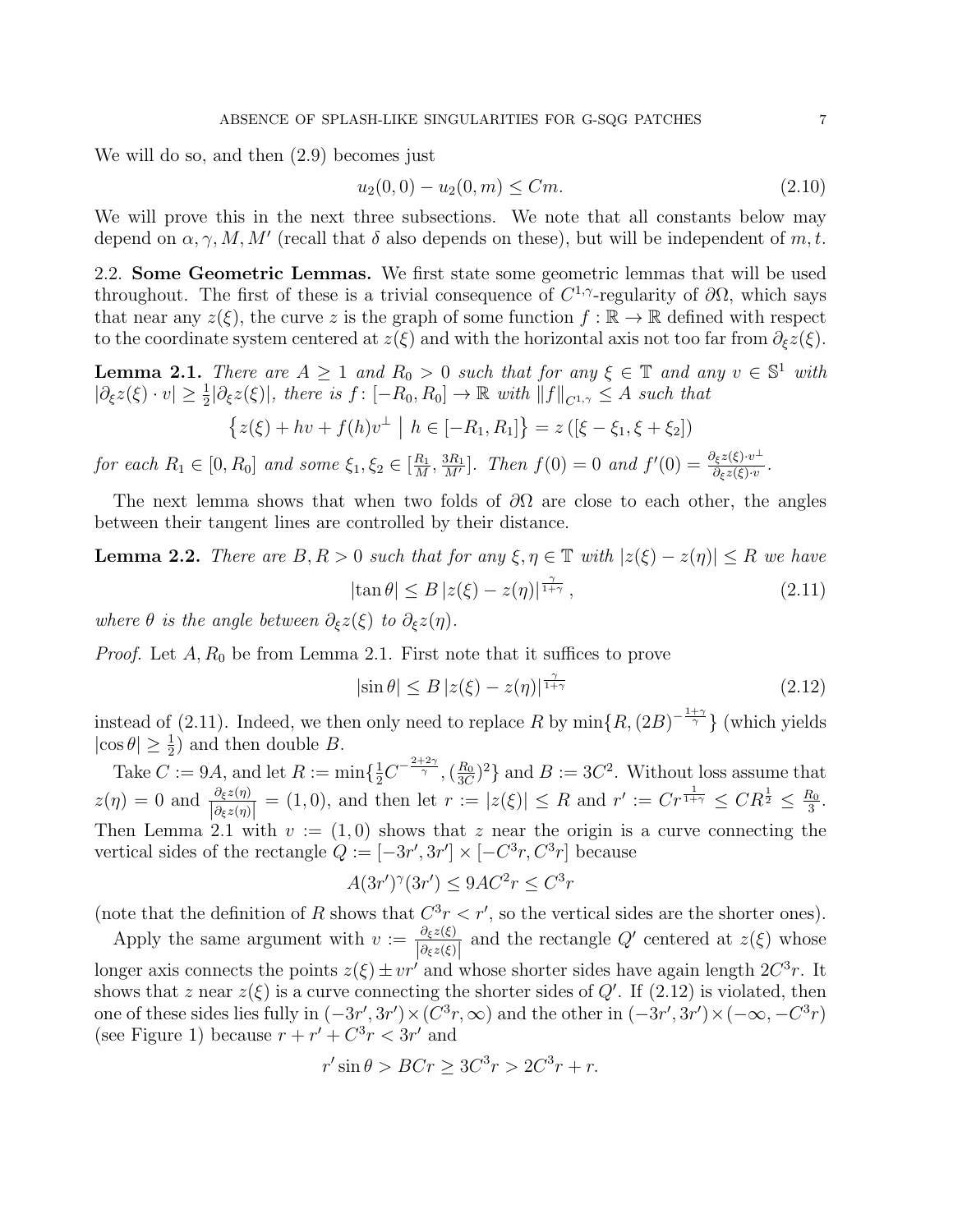We will do so, and then (2.9) becomes just

$$u_2(0,0) - u_2(0,m) \le Cm. \tag{2.10}$$

We will prove this in the next three subsections. We note that all constants below may depend on $\alpha, \gamma, M, M'$ (recall that $\delta$ also depends on these), but will be independent of $m, t$.

## 2.2. Some Geometric Lemmas.

We first state some geometric lemmas that will be used throughout. The first of these is a trivial consequence of $C^{1,\gamma}$-regularity of $\partial\Omega$, which says that near any $z(\xi)$, the curve $z$ is the graph of some function $f\colon \mathbb{R} \to \mathbb{R}$ defined with respect to the coordinate system centered at $z(\xi)$ and with the horizontal axis not too far from $\partial_\xi z(\xi)$.

**Lemma 2.1.** *There are $A \ge 1$ and $R_0 > 0$ such that for any $\xi \in \mathbb{T}$ and any $v \in \mathbb{S}^1$ with $|\partial_\xi z(\xi) \cdot v| \ge \frac{1}{2}|\partial_\xi z(\xi)|$, there is $f\colon [-R_0, R_0] \to \mathbb{R}$ with $\|f\|_{C^{1,\gamma}} \le A$ such that*

$$\left\{ z(\xi) + hv + f(h)v^\perp \;\middle|\; h \in [-R_1, R_1] \right\} = z\left([\xi - \xi_1, \xi + \xi_2]\right)$$

*for each $R_1 \in [0, R_0]$ and some $\xi_1, \xi_2 \in [\frac{R_1}{M}, \frac{3R_1}{M'}]$. Then $f(0) = 0$ and $f'(0) = \frac{\partial_\xi z(\xi)\cdot v^\perp}{\partial_\xi z(\xi)\cdot v}$.*

The next lemma shows that when two folds of $\partial\Omega$ are close to each other, the angles between their tangent lines are controlled by their distance.

**Lemma 2.2.** *There are $B, R > 0$ such that for any $\xi, \eta \in \mathbb{T}$ with $|z(\xi) - z(\eta)| \le R$ we have*

$$|\tan\theta| \le B\, |z(\xi) - z(\eta)|^{\frac{\gamma}{1+\gamma}}, \tag{2.11}$$

*where $\theta$ is the angle between $\partial_\xi z(\xi)$ to $\partial_\xi z(\eta)$.*

*Proof.* Let $A, R_0$ be from Lemma 2.1. First note that it suffices to prove

$$|\sin\theta| \le B\, |z(\xi) - z(\eta)|^{\frac{\gamma}{1+\gamma}} \tag{2.12}$$

instead of (2.11). Indeed, we then only need to replace $R$ by $\min\{R, (2B)^{-\frac{1+\gamma}{\gamma}}\}$ (which yields $|\cos\theta| \ge \frac{1}{2}$) and then double $B$.

Take $C := 9A$, and let $R := \min\{\frac{1}{2}C^{-\frac{2+2\gamma}{\gamma}}, (\frac{R_0}{3C})^2\}$ and $B := 3C^2$. Without loss assume that $z(\eta) = 0$ and $\frac{\partial_\xi z(\eta)}{|\partial_\xi z(\eta)|} = (1,0)$, and then let $r := |z(\xi)| \le R$ and $r' := Cr^{\frac{1}{1+\gamma}} \le CR^{\frac{1}{2}} \le \frac{R_0}{3}$. Then Lemma 2.1 with $v := (1,0)$ shows that $z$ near the origin is a curve connecting the vertical sides of the rectangle $Q := [-3r', 3r'] \times [-C^3 r, C^3 r]$ because

$$A(3r')^\gamma (3r') \le 9AC^2 r \le C^3 r$$

(note that the definition of $R$ shows that $C^3 r < r'$, so the vertical sides are the shorter ones).

Apply the same argument with $v := \frac{\partial_\xi z(\xi)}{|\partial_\xi z(\xi)|}$ and the rectangle $Q'$ centered at $z(\xi)$ whose longer axis connects the points $z(\xi) \pm vr'$ and whose shorter sides have again length $2C^3 r$. It shows that $z$ near $z(\xi)$ is a curve connecting the shorter sides of $Q'$. If (2.12) is violated, then one of these sides lies fully in $(-3r', 3r') \times (C^3 r, \infty)$ and the other in $(-3r', 3r') \times (-\infty, -C^3 r)$ (see Figure 1) because $r + r' + C^3 r < 3r'$ and

$$r' \sin\theta > BCr \ge 3C^3 r > 2C^3 r + r.$$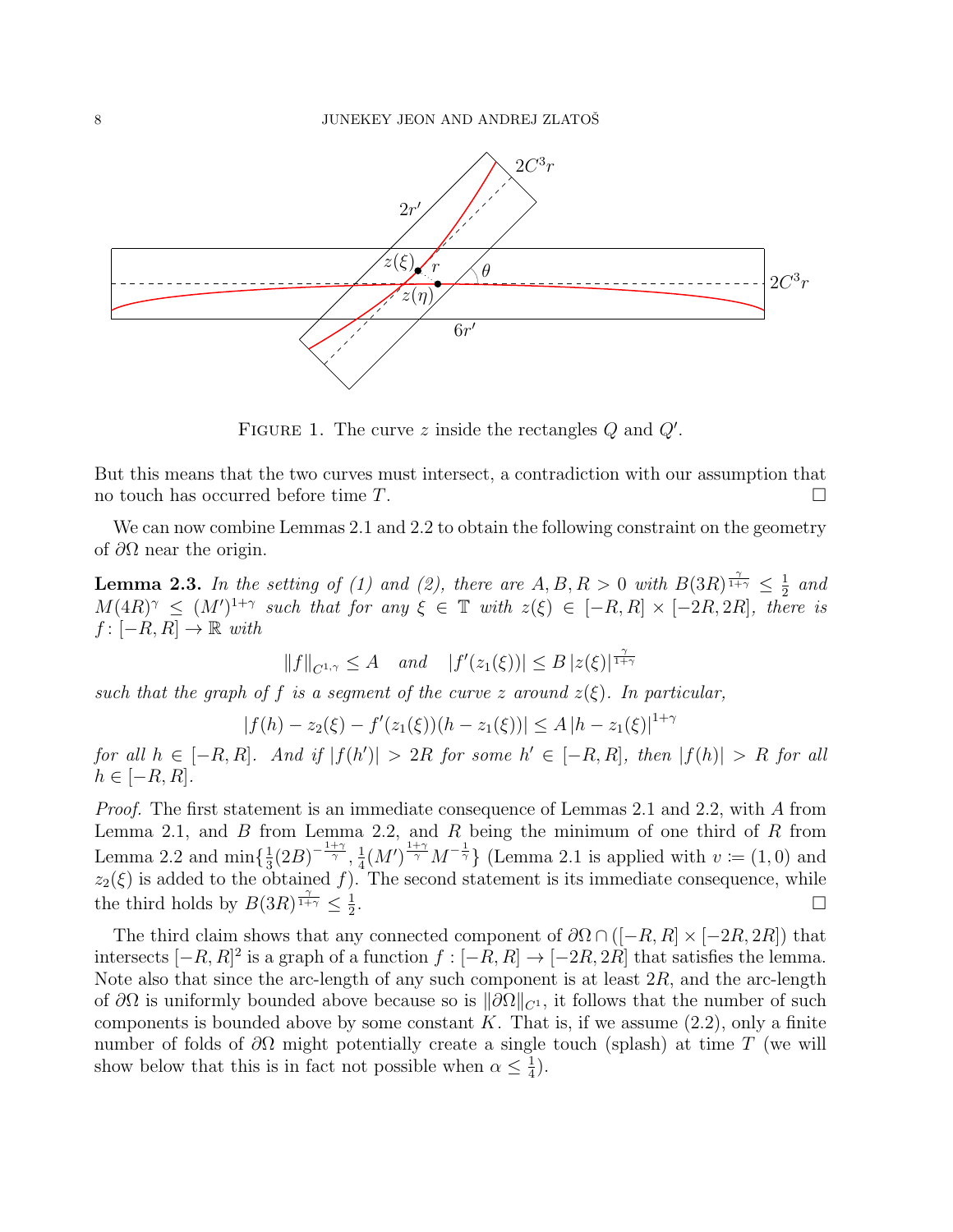FIGURE 1. The curve $z$ inside the rectangles $Q$ and $Q'$.

But this means that the two curves must intersect, a contradiction with our assumption that no touch has occurred before time $T$. $\square$

We can now combine Lemmas 2.1 and 2.2 to obtain the following constraint on the geometry of $\partial\Omega$ near the origin.

**Lemma 2.3.** *In the setting of (1) and (2), there are $A, B, R > 0$ with $B(3R)^{\frac{\gamma}{1+\gamma}} \le \frac{1}{2}$ and $M(4R)^\gamma \le (M')^{1+\gamma}$ such that for any $\xi \in \mathbb{T}$ with $z(\xi) \in [-R, R] \times [-2R, 2R]$, there is $f : [-R, R] \to \mathbb{R}$ with*

$$\|f\|_{C^{1,\gamma}} \le A \quad \text{and} \quad |f'(z_1(\xi))| \le B\,|z(\xi)|^{\frac{\gamma}{1+\gamma}}$$

*such that the graph of $f$ is a segment of the curve $z$ around $z(\xi)$. In particular,*

$$|f(h) - z_2(\xi) - f'(z_1(\xi))(h - z_1(\xi))| \le A\,|h - z_1(\xi)|^{1+\gamma}$$

*for all $h \in [-R, R]$. And if $|f(h')| > 2R$ for some $h' \in [-R, R]$, then $|f(h)| > R$ for all $h \in [-R, R]$.*

*Proof.* The first statement is an immediate consequence of Lemmas 2.1 and 2.2, with $A$ from Lemma 2.1, and $B$ from Lemma 2.2, and $R$ being the minimum of one third of $R$ from Lemma 2.2 and $\min\{\frac{1}{3}(2B)^{-\frac{1+\gamma}{\gamma}}, \frac{1}{4}(M')^{\frac{1+\gamma}{\gamma}} M^{-\frac{1}{\gamma}}\}$ (Lemma 2.1 is applied with $v := (1, 0)$ and $z_2(\xi)$ is added to the obtained $f$). The second statement is its immediate consequence, while the third holds by $B(3R)^{\frac{\gamma}{1+\gamma}} \le \frac{1}{2}$. $\square$

The third claim shows that any connected component of $\partial\Omega \cap ([-R, R] \times [-2R, 2R])$ that intersects $[-R, R]^2$ is a graph of a function $f : [-R, R] \to [-2R, 2R]$ that satisfies the lemma. Note also that since the arc-length of any such component is at least $2R$, and the arc-length of $\partial\Omega$ is uniformly bounded above because so is $\|\partial\Omega\|_{C^1}$, it follows that the number of such components is bounded above by some constant $K$. That is, if we assume (2.2), only a finite number of folds of $\partial\Omega$ might potentially create a single touch (splash) at time $T$ (we will show below that this is in fact not possible when $\alpha \le \frac{1}{4}$).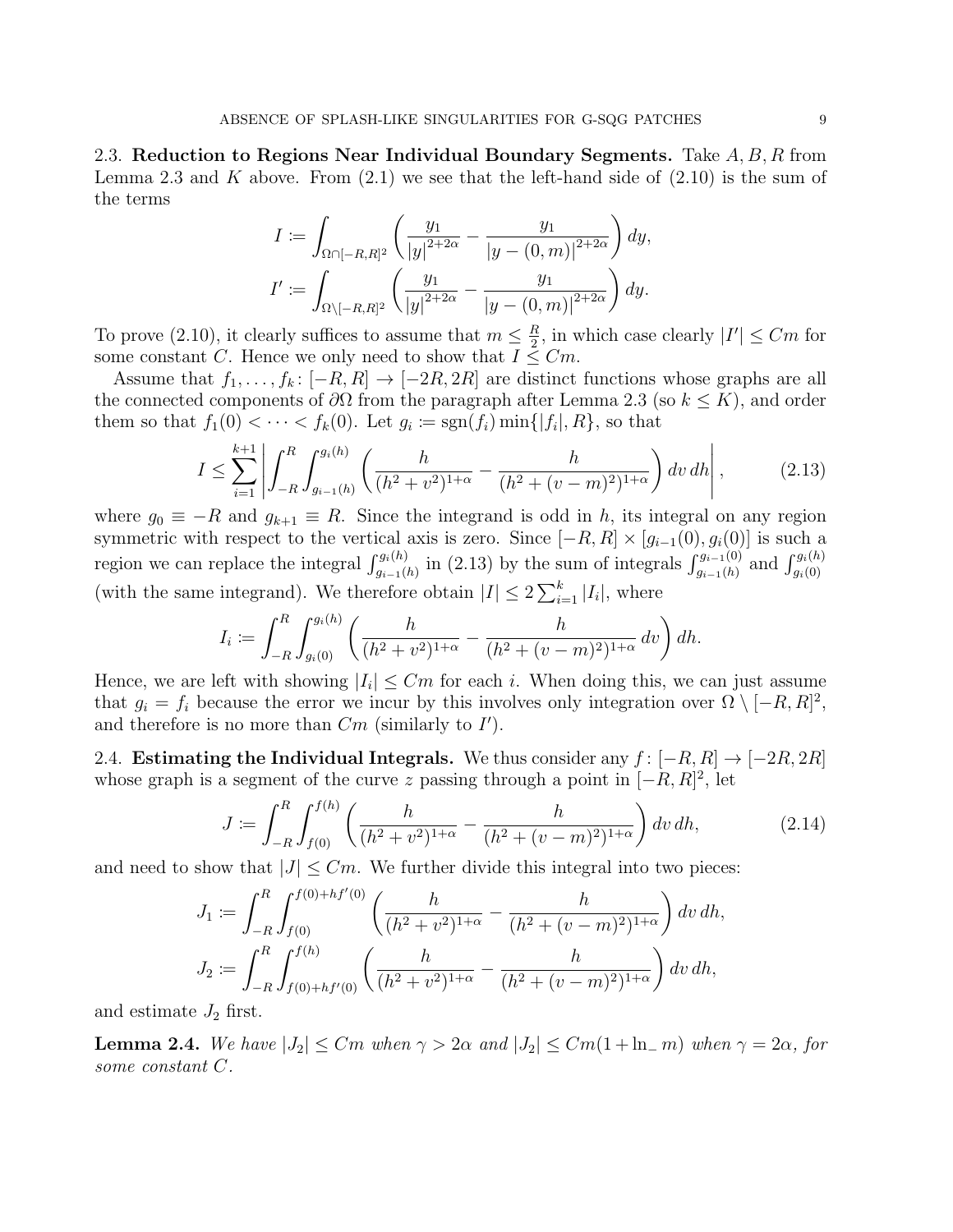2.3. **Reduction to Regions Near Individual Boundary Segments.** Take $A, B, R$ from Lemma 2.3 and $K$ above. From (2.1) we see that the left-hand side of (2.10) is the sum of the terms

$$
I := \int_{\Omega\cap[-R,R]^2} \left( \frac{y_1}{|y|^{2+2\alpha}} - \frac{y_1}{|y-(0,m)|^{2+2\alpha}} \right) dy,
$$

$$
I' := \int_{\Omega\setminus[-R,R]^2} \left( \frac{y_1}{|y|^{2+2\alpha}} - \frac{y_1}{|y-(0,m)|^{2+2\alpha}} \right) dy.
$$

To prove (2.10), it clearly suffices to assume that $m \le \frac{R}{2}$, in which case clearly $|I'| \le Cm$ for some constant $C$. Hence we only need to show that $I \le Cm$.

Assume that $f_1, \dots, f_k \colon [-R, R] \to [-2R, 2R]$ are distinct functions whose graphs are all the connected components of $\partial\Omega$ from the paragraph after Lemma 2.3 (so $k \le K$), and order them so that $f_1(0) < \dots < f_k(0)$. Let $g_i := \operatorname{sgn}(f_i)\min\{|f_i|, R\}$, so that

$$
I \le \sum_{i=1}^{k+1} \left| \int_{-R}^{R} \int_{g_{i-1}(h)}^{g_i(h)} \left( \frac{h}{(h^2+v^2)^{1+\alpha}} - \frac{h}{(h^2+(v-m)^2)^{1+\alpha}} \right) dv\, dh \right|, \tag{2.13}
$$

where $g_0 \equiv -R$ and $g_{k+1} \equiv R$. Since the integrand is odd in $h$, its integral on any region symmetric with respect to the vertical axis is zero. Since $[-R, R] \times [g_{i-1}(0), g_i(0)]$ is such a region we can replace the integral $\int_{g_{i-1}(h)}^{g_i(h)}$ in (2.13) by the sum of integrals $\int_{g_{i-1}(h)}^{g_{i-1}(0)}$ and $\int_{g_i(0)}^{g_i(h)}$ (with the same integrand). We therefore obtain $|I| \le 2\sum_{i=1}^{k} |I_i|$, where

$$
I_i := \int_{-R}^{R} \int_{g_i(0)}^{g_i(h)} \left( \frac{h}{(h^2+v^2)^{1+\alpha}} - \frac{h}{(h^2+(v-m)^2)^{1+\alpha}}\, dv \right) dh.
$$

Hence, we are left with showing $|I_i| \le Cm$ for each $i$. When doing this, we can just assume that $g_i = f_i$ because the error we incur by this involves only integration over $\Omega \setminus [-R, R]^2$, and therefore is no more than $Cm$ (similarly to $I'$).

2.4. **Estimating the Individual Integrals.** We thus consider any $f \colon [-R, R] \to [-2R, 2R]$ whose graph is a segment of the curve $z$ passing through a point in $[-R, R]^2$, let

$$
J := \int_{-R}^{R} \int_{f(0)}^{f(h)} \left( \frac{h}{(h^2+v^2)^{1+\alpha}} - \frac{h}{(h^2+(v-m)^2)^{1+\alpha}} \right) dv\, dh, \tag{2.14}
$$

and need to show that $|J| \le Cm$. We further divide this integral into two pieces:

$$
J_1 := \int_{-R}^{R} \int_{f(0)}^{f(0)+hf'(0)} \left( \frac{h}{(h^2+v^2)^{1+\alpha}} - \frac{h}{(h^2+(v-m)^2)^{1+\alpha}} \right) dv\, dh,
$$

$$
J_2 := \int_{-R}^{R} \int_{f(0)+hf'(0)}^{f(h)} \left( \frac{h}{(h^2+v^2)^{1+\alpha}} - \frac{h}{(h^2+(v-m)^2)^{1+\alpha}} \right) dv\, dh,
$$

and estimate $J_2$ first.

**Lemma 2.4.** *We have $|J_2| \le Cm$ when $\gamma > 2\alpha$ and $|J_2| \le Cm(1 + \ln_- m)$ when $\gamma = 2\alpha$, for some constant $C$.*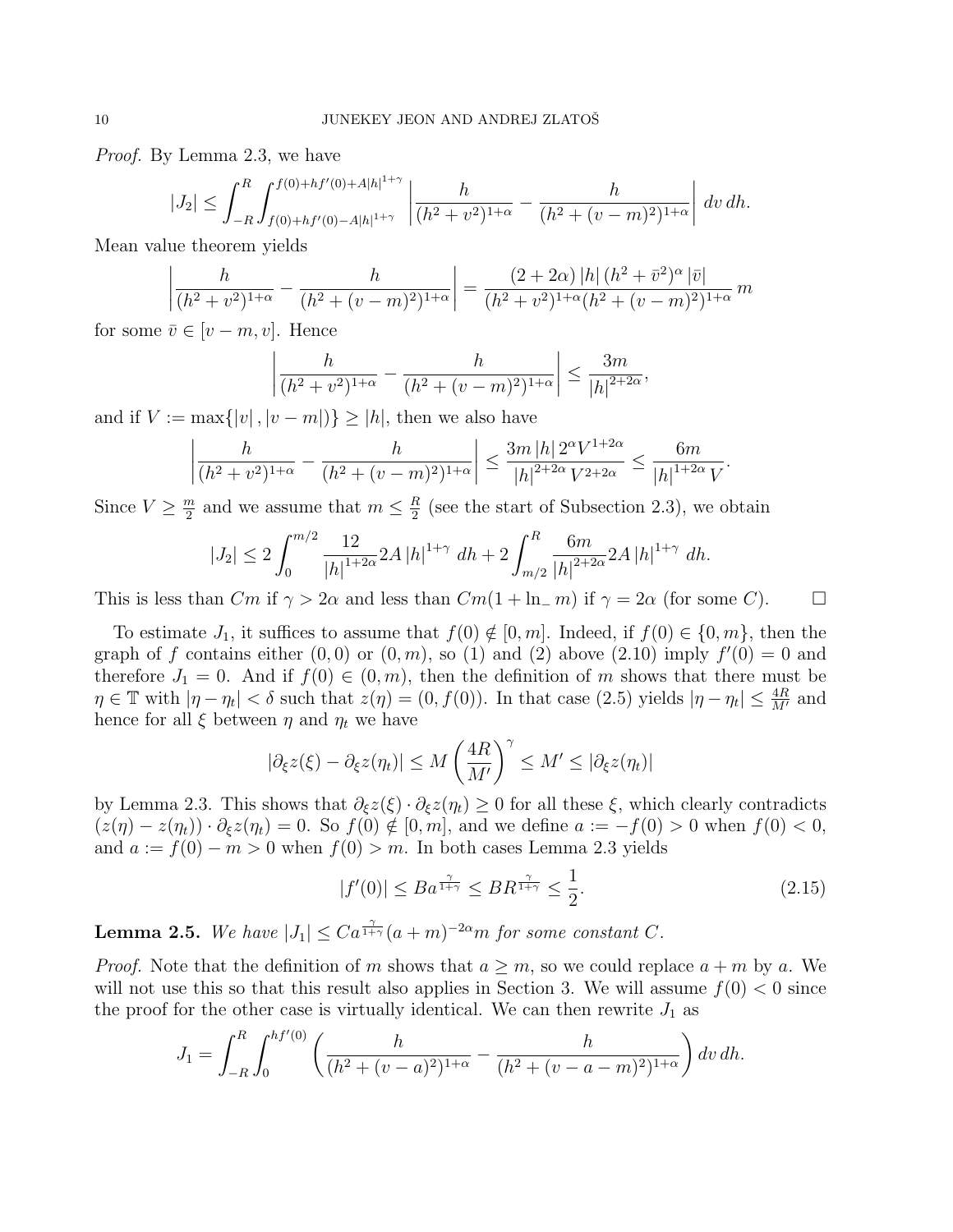*Proof.* By Lemma 2.3, we have

$$|J_2| \le \int_{-R}^{R} \int_{f(0)+hf'(0)-A|h|^{1+\gamma}}^{f(0)+hf'(0)+A|h|^{1+\gamma}} \left| \frac{h}{(h^2+v^2)^{1+\alpha}} - \frac{h}{(h^2+(v-m)^2)^{1+\alpha}} \right| dv\, dh.$$

Mean value theorem yields

$$\left| \frac{h}{(h^2+v^2)^{1+\alpha}} - \frac{h}{(h^2+(v-m)^2)^{1+\alpha}} \right| = \frac{(2+2\alpha)\,|h|\,(h^2+\bar{v}^2)^{\alpha}\,|\bar{v}|}{(h^2+v^2)^{1+\alpha}(h^2+(v-m)^2)^{1+\alpha}}\, m$$

for some $\bar{v} \in [v-m, v]$. Hence

$$\left| \frac{h}{(h^2+v^2)^{1+\alpha}} - \frac{h}{(h^2+(v-m)^2)^{1+\alpha}} \right| \le \frac{3m}{|h|^{2+2\alpha}},$$

and if $V := \max\{|v|, |v-m|)\} \ge |h|$, then we also have

$$\left| \frac{h}{(h^2+v^2)^{1+\alpha}} - \frac{h}{(h^2+(v-m)^2)^{1+\alpha}} \right| \le \frac{3m\,|h|\,2^{\alpha}V^{1+2\alpha}}{|h|^{2+2\alpha}\,V^{2+2\alpha}} \le \frac{6m}{|h|^{1+2\alpha}\,V}.$$

Since $V \ge \frac{m}{2}$ and we assume that $m \le \frac{R}{2}$ (see the start of Subsection 2.3), we obtain

$$|J_2| \le 2\int_0^{m/2} \frac{12}{|h|^{1+2\alpha}} 2A\,|h|^{1+\gamma}\, dh + 2\int_{m/2}^{R} \frac{6m}{|h|^{2+2\alpha}} 2A\,|h|^{1+\gamma}\, dh.$$

This is less than $Cm$ if $\gamma > 2\alpha$ and less than $Cm(1+\ln_- m)$ if $\gamma = 2\alpha$ (for some $C$). $\square$

To estimate $J_1$, it suffices to assume that $f(0) \notin [0,m]$. Indeed, if $f(0) \in \{0,m\}$, then the graph of $f$ contains either $(0,0)$ or $(0,m)$, so (1) and (2) above (2.10) imply $f'(0) = 0$ and therefore $J_1 = 0$. And if $f(0) \in (0,m)$, then the definition of $m$ shows that there must be $\eta \in \mathbb{T}$ with $|\eta - \eta_t| < \delta$ such that $z(\eta) = (0, f(0))$. In that case (2.5) yields $|\eta - \eta_t| \le \frac{4R}{M'}$ and hence for all $\xi$ between $\eta$ and $\eta_t$ we have

$$|\partial_\xi z(\xi) - \partial_\xi z(\eta_t)| \le M\left(\frac{4R}{M'}\right)^{\gamma} \le M' \le |\partial_\xi z(\eta_t)|$$

by Lemma 2.3. This shows that $\partial_\xi z(\xi)\cdot\partial_\xi z(\eta_t) \ge 0$ for all these $\xi$, which clearly contradicts $(z(\eta) - z(\eta_t))\cdot\partial_\xi z(\eta_t) = 0$. So $f(0) \notin [0,m]$, and we define $a := -f(0) > 0$ when $f(0) < 0$, and $a := f(0) - m > 0$ when $f(0) > m$. In both cases Lemma 2.3 yields

$$|f'(0)| \le Ba^{\frac{\gamma}{1+\gamma}} \le BR^{\frac{\gamma}{1+\gamma}} \le \frac{1}{2}. \tag{2.15}$$

**Lemma 2.5.** *We have $|J_1| \le Ca^{\frac{\gamma}{1+\gamma}}(a+m)^{-2\alpha}m$ for some constant $C$.*

*Proof.* Note that the definition of $m$ shows that $a \ge m$, so we could replace $a+m$ by $a$. We will not use this so that this result also applies in Section 3. We will assume $f(0) < 0$ since the proof for the other case is virtually identical. We can then rewrite $J_1$ as

$$J_1 = \int_{-R}^{R}\int_0^{hf'(0)} \left( \frac{h}{(h^2+(v-a)^2)^{1+\alpha}} - \frac{h}{(h^2+(v-a-m)^2)^{1+\alpha}} \right) dv\, dh.$$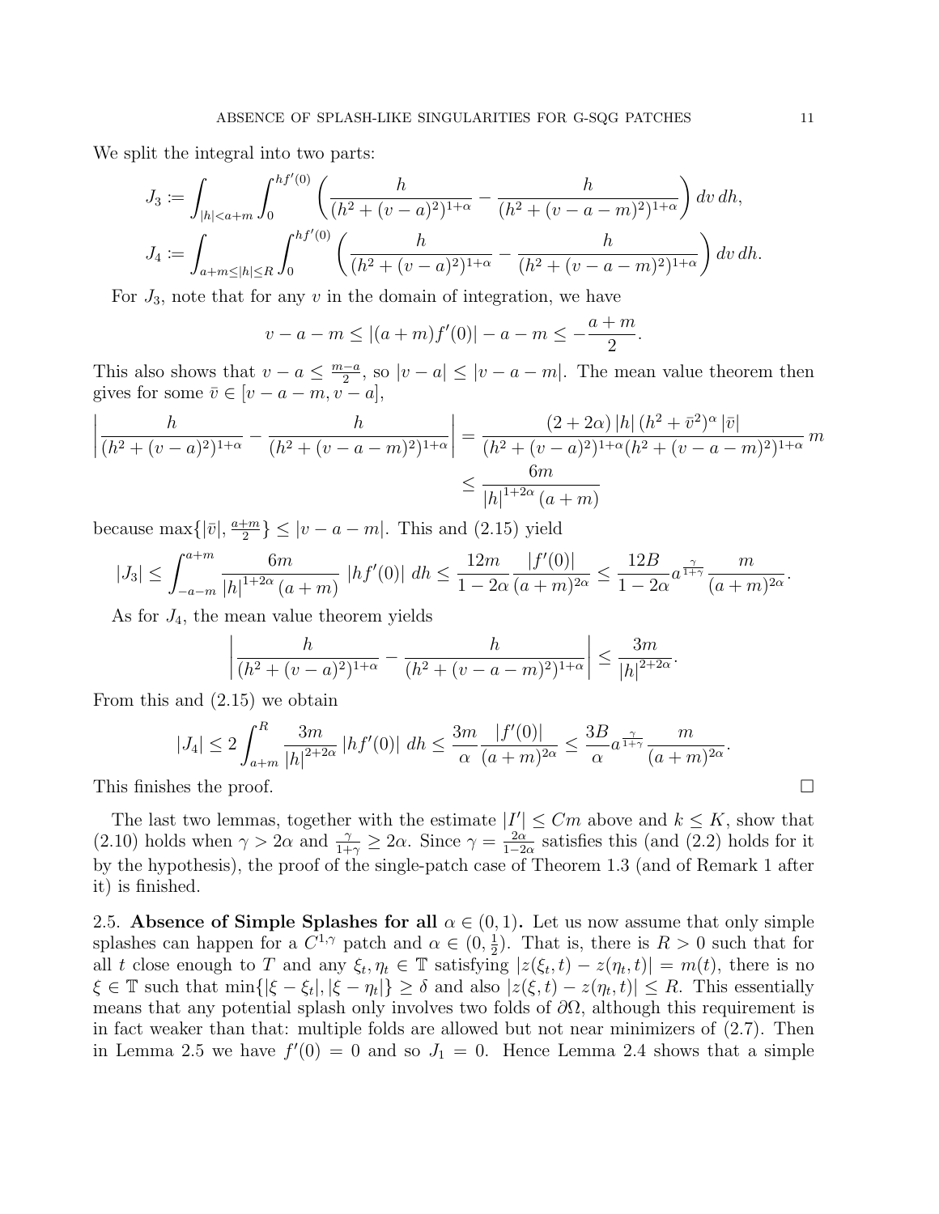We split the integral into two parts:

$$J_3 := \int_{|h|<a+m} \int_0^{hf'(0)} \left( \frac{h}{(h^2+(v-a)^2)^{1+\alpha}} - \frac{h}{(h^2+(v-a-m)^2)^{1+\alpha}} \right) dv\, dh,$$

$$J_4 := \int_{a+m\le|h|\le R} \int_0^{hf'(0)} \left( \frac{h}{(h^2+(v-a)^2)^{1+\alpha}} - \frac{h}{(h^2+(v-a-m)^2)^{1+\alpha}} \right) dv\, dh.$$

For $J_3$, note that for any $v$ in the domain of integration, we have

$$v-a-m \le |(a+m)f'(0)| - a - m \le -\frac{a+m}{2}.$$

This also shows that $v-a \le \frac{m-a}{2}$, so $|v-a| \le |v-a-m|$. The mean value theorem then gives for some $\bar{v} \in [v-a-m, v-a]$,

$$\left| \frac{h}{(h^2+(v-a)^2)^{1+\alpha}} - \frac{h}{(h^2+(v-a-m)^2)^{1+\alpha}} \right| = \frac{(2+2\alpha)\,|h|\,(h^2+\bar{v}^2)^\alpha\,|\bar{v}|}{(h^2+(v-a)^2)^{1+\alpha}(h^2+(v-a-m)^2)^{1+\alpha}}\, m$$
$$\le \frac{6m}{|h|^{1+2\alpha}(a+m)}$$

because $\max\{|\bar{v}|, \frac{a+m}{2}\} \le |v-a-m|$. This and (2.15) yield

$$|J_3| \le \int_{-a-m}^{a+m} \frac{6m}{|h|^{1+2\alpha}(a+m)}\, |hf'(0)|\, dh \le \frac{12m}{1-2\alpha} \frac{|f'(0)|}{(a+m)^{2\alpha}} \le \frac{12B}{1-2\alpha} a^{\frac{\gamma}{1+\gamma}} \frac{m}{(a+m)^{2\alpha}}.$$

As for $J_4$, the mean value theorem yields

$$\left| \frac{h}{(h^2+(v-a)^2)^{1+\alpha}} - \frac{h}{(h^2+(v-a-m)^2)^{1+\alpha}} \right| \le \frac{3m}{|h|^{2+2\alpha}}.$$

From this and (2.15) we obtain

$$|J_4| \le 2\int_{a+m}^{R} \frac{3m}{|h|^{2+2\alpha}}\, |hf'(0)|\, dh \le \frac{3m}{\alpha} \frac{|f'(0)|}{(a+m)^{2\alpha}} \le \frac{3B}{\alpha} a^{\frac{\gamma}{1+\gamma}} \frac{m}{(a+m)^{2\alpha}}.$$

This finishes the proof. $\square$

The last two lemmas, together with the estimate $|I'| \le Cm$ above and $k \le K$, show that (2.10) holds when $\gamma > 2\alpha$ and $\frac{\gamma}{1+\gamma} \ge 2\alpha$. Since $\gamma = \frac{2\alpha}{1-2\alpha}$ satisfies this (and (2.2) holds for it by the hypothesis), the proof of the single-patch case of Theorem 1.3 (and of Remark 1 after it) is finished.

**2.5. Absence of Simple Splashes for all $\alpha \in (0,1)$.** Let us now assume that only simple splashes can happen for a $C^{1,\gamma}$ patch and $\alpha \in (0, \frac{1}{2})$. That is, there is $R > 0$ such that for all $t$ close enough to $T$ and any $\xi_t, \eta_t \in \mathbb{T}$ satisfying $|z(\xi_t,t) - z(\eta_t,t)| = m(t)$, there is no $\xi \in \mathbb{T}$ such that $\min\{|\xi-\xi_t|, |\xi-\eta_t|\} \ge \delta$ and also $|z(\xi,t) - z(\eta_t,t)| \le R$. This essentially means that any potential splash only involves two folds of $\partial\Omega$, although this requirement is in fact weaker than that: multiple folds are allowed but not near minimizers of (2.7). Then in Lemma 2.5 we have $f'(0) = 0$ and so $J_1 = 0$. Hence Lemma 2.4 shows that a simple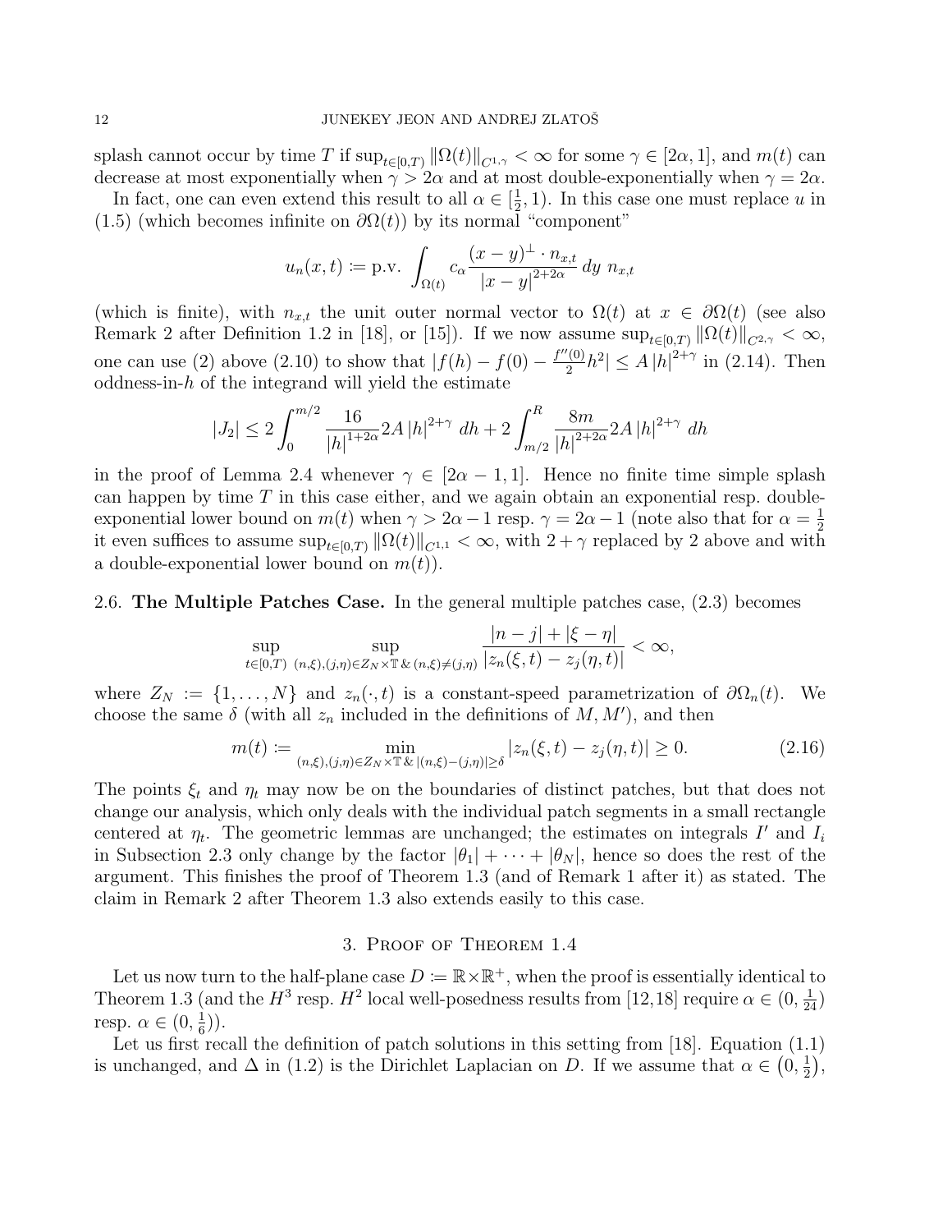splash cannot occur by time $T$ if $\sup_{t\in[0,T)} \|\Omega(t)\|_{C^{1,\gamma}} < \infty$ for some $\gamma \in [2\alpha, 1]$, and $m(t)$ can decrease at most exponentially when $\gamma > 2\alpha$ and at most double-exponentially when $\gamma = 2\alpha$.

In fact, one can even extend this result to all $\alpha \in [\frac{1}{2}, 1)$. In this case one must replace $u$ in (1.5) (which becomes infinite on $\partial\Omega(t)$) by its normal "component"

$$u_n(x,t) := \text{p.v.} \int_{\Omega(t)} c_\alpha \frac{(x-y)^\perp \cdot n_{x,t}}{|x-y|^{2+2\alpha}}\, dy\ n_{x,t}$$

(which is finite), with $n_{x,t}$ the unit outer normal vector to $\Omega(t)$ at $x \in \partial\Omega(t)$ (see also Remark 2 after Definition 1.2 in [18], or [15]). If we now assume $\sup_{t\in[0,T)} \|\Omega(t)\|_{C^{2,\gamma}} < \infty$, one can use (2) above (2.10) to show that $|f(h) - f(0) - \frac{f''(0)}{2}h^2| \le A\,|h|^{2+\gamma}$ in (2.14). Then oddness-in-$h$ of the integrand will yield the estimate

$$|J_2| \le 2\int_0^{m/2} \frac{16}{|h|^{1+2\alpha}} 2A\,|h|^{2+\gamma}\, dh + 2\int_{m/2}^{R} \frac{8m}{|h|^{2+2\alpha}} 2A\,|h|^{2+\gamma}\, dh$$

in the proof of Lemma 2.4 whenever $\gamma \in [2\alpha - 1, 1]$. Hence no finite time simple splash can happen by time $T$ in this case either, and we again obtain an exponential resp. double-exponential lower bound on $m(t)$ when $\gamma > 2\alpha - 1$ resp. $\gamma = 2\alpha - 1$ (note also that for $\alpha = \frac{1}{2}$ it even suffices to assume $\sup_{t\in[0,T)} \|\Omega(t)\|_{C^{1,1}} < \infty$, with $2+\gamma$ replaced by 2 above and with a double-exponential lower bound on $m(t)$).

### 2.6. The Multiple Patches Case.

In the general multiple patches case, (2.3) becomes

$$\sup_{t\in[0,T)} \sup_{(n,\xi),(j,\eta)\in Z_N\times\mathbb{T}\,\&\,(n,\xi)\neq(j,\eta)} \frac{|n-j| + |\xi - \eta|}{|z_n(\xi,t) - z_j(\eta,t)|} < \infty,$$

where $Z_N := \{1, \dots, N\}$ and $z_n(\cdot, t)$ is a constant-speed parametrization of $\partial\Omega_n(t)$. We choose the same $\delta$ (with all $z_n$ included in the definitions of $M, M'$), and then

$$m(t) := \min_{(n,\xi),(j,\eta)\in Z_N\times\mathbb{T}\,\&\,|(n,\xi)-(j,\eta)|\ge\delta} |z_n(\xi,t) - z_j(\eta,t)| \ge 0. \tag{2.16}$$

The points $\xi_t$ and $\eta_t$ may now be on the boundaries of distinct patches, but that does not change our analysis, which only deals with the individual patch segments in a small rectangle centered at $\eta_t$. The geometric lemmas are unchanged; the estimates on integrals $I'$ and $I_i$ in Subsection 2.3 only change by the factor $|\theta_1| + \cdots + |\theta_N|$, hence so does the rest of the argument. This finishes the proof of Theorem 1.3 (and of Remark 1 after it) as stated. The claim in Remark 2 after Theorem 1.3 also extends easily to this case.

## 3. Proof of Theorem 1.4

Let us now turn to the half-plane case $D := \mathbb{R}\times\mathbb{R}^+$, when the proof is essentially identical to Theorem 1.3 (and the $H^3$ resp. $H^2$ local well-posedness results from [12,18] require $\alpha \in (0, \frac{1}{24})$ resp. $\alpha \in (0, \frac{1}{6})$).

Let us first recall the definition of patch solutions in this setting from [18]. Equation (1.1) is unchanged, and $\Delta$ in (1.2) is the Dirichlet Laplacian on $D$. If we assume that $\alpha \in \left(0, \frac{1}{2}\right)$,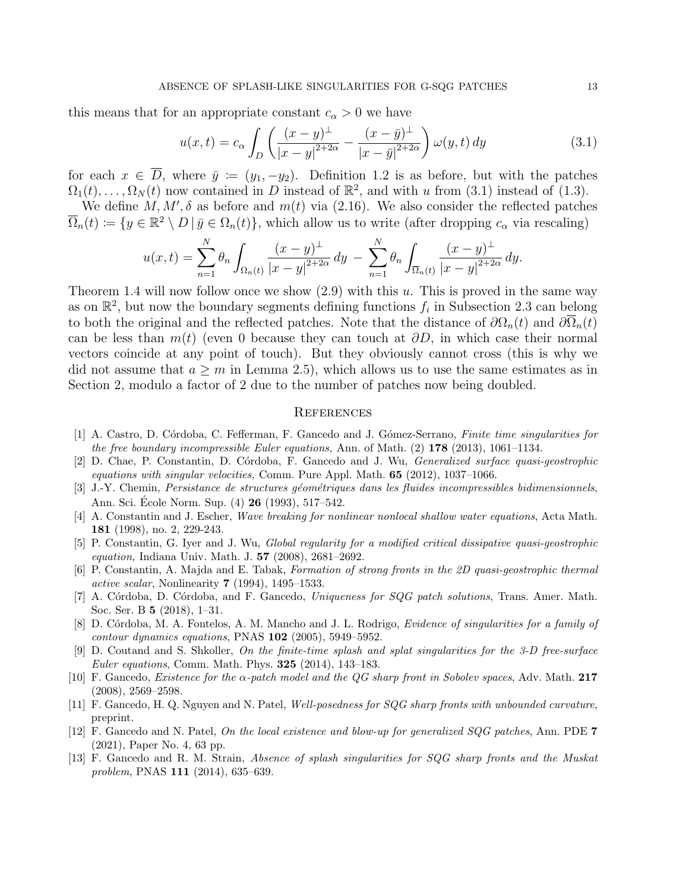this means that for an appropriate constant $c_\alpha > 0$ we have

$$u(x,t) = c_\alpha \int_D \left( \frac{(x-y)^\perp}{|x-y|^{2+2\alpha}} - \frac{(x-\bar{y})^\perp}{|x-\bar{y}|^{2+2\alpha}} \right) \omega(y,t)\, dy \tag{3.1}$$

for each $x \in \overline{D}$, where $\bar{y} := (y_1, -y_2)$. Definition 1.2 is as before, but with the patches $\Omega_1(t), \ldots, \Omega_N(t)$ now contained in $D$ instead of $\mathbb{R}^2$, and with $u$ from (3.1) instead of (1.3).

We define $M, M', \delta$ as before and $m(t)$ via (2.16). We also consider the reflected patches $\overline{\Omega}_n(t) := \{y \in \mathbb{R}^2 \setminus D \,|\, \bar{y} \in \Omega_n(t)\}$, which allow us to write (after dropping $c_\alpha$ via rescaling)

$$u(x,t) = \sum_{n=1}^N \theta_n \int_{\Omega_n(t)} \frac{(x-y)^\perp}{|x-y|^{2+2\alpha}}\, dy \; - \; \sum_{n=1}^N \theta_n \int_{\overline{\Omega}_n(t)} \frac{(x-y)^\perp}{|x-y|^{2+2\alpha}}\, dy.$$

Theorem 1.4 will now follow once we show (2.9) with this $u$. This is proved in the same way as on $\mathbb{R}^2$, but now the boundary segments defining functions $f_i$ in Subsection 2.3 can belong to both the original and the reflected patches. Note that the distance of $\partial\Omega_n(t)$ and $\partial\overline{\Omega}_n(t)$ can be less than $m(t)$ (even 0 because they can touch at $\partial D$, in which case their normal vectors coincide at any point of touch). But they obviously cannot cross (this is why we did not assume that $a \geq m$ in Lemma 2.5), which allows us to use the same estimates as in Section 2, modulo a factor of 2 due to the number of patches now being doubled.

## References

[1] A. Castro, D. Córdoba, C. Fefferman, F. Gancedo and J. Gómez-Serrano, *Finite time singularities for the free boundary incompressible Euler equations,* Ann. of Math. (2) **178** (2013), 1061–1134.

[2] D. Chae, P. Constantin, D. Córdoba, F. Gancedo and J. Wu, *Generalized surface quasi-geostrophic equations with singular velocities,* Comm. Pure Appl. Math. **65** (2012), 1037–1066.

[3] J.-Y. Chemin, *Persistance de structures géométriques dans les fluides incompressibles bidimensionnels*, Ann. Sci. École Norm. Sup. (4) **26** (1993), 517–542.

[4] A. Constantin and J. Escher, *Wave breaking for nonlinear nonlocal shallow water equations*, Acta Math. **181** (1998), no. 2, 229-243.

[5] P. Constantin, G. Iyer and J. Wu, *Global regularity for a modified critical dissipative quasi-geostrophic equation,* Indiana Univ. Math. J. **57** (2008), 2681–2692.

[6] P. Constantin, A. Majda and E. Tabak, *Formation of strong fronts in the 2D quasi-geostrophic thermal active scalar*, Nonlinearity **7** (1994), 1495–1533.

[7] A. Córdoba, D. Córdoba, and F. Gancedo, *Uniqueness for SQG patch solutions*, Trans. Amer. Math. Soc. Ser. B **5** (2018), 1–31.

[8] D. Córdoba, M. A. Fontelos, A. M. Mancho and J. L. Rodrigo, *Evidence of singularities for a family of contour dynamics equations*, PNAS **102** (2005), 5949–5952.

[9] D. Coutand and S. Shkoller, *On the finite-time splash and splat singularities for the 3-D free-surface Euler equations*, Comm. Math. Phys. **325** (2014), 143–183.

[10] F. Gancedo, *Existence for the $\alpha$-patch model and the QG sharp front in Sobolev spaces*, Adv. Math. **217** (2008), 2569–2598.

[11] F. Gancedo, H. Q. Nguyen and N. Patel, *Well-posedness for SQG sharp fronts with unbounded curvature*, preprint.

[12] F. Gancedo and N. Patel, *On the local existence and blow-up for generalized SQG patches*, Ann. PDE **7** (2021), Paper No. 4, 63 pp.

[13] F. Gancedo and R. M. Strain, *Absence of splash singularities for SQG sharp fronts and the Muskat problem*, PNAS **111** (2014), 635–639.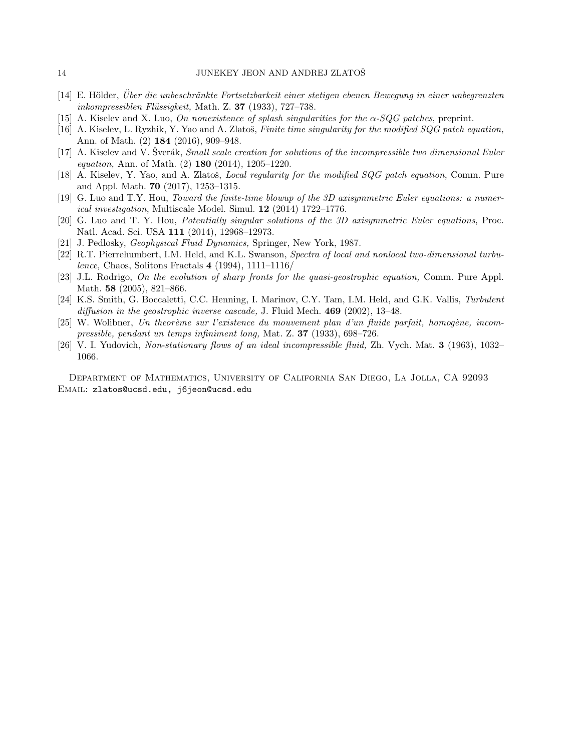[14] E. Hölder, *Über die unbeschränkte Fortsetzbarkeit einer stetigen ebenen Bewegung in einer unbegrenzten inkompressiblen Flüssigkeit,* Math. Z. **37** (1933), 727–738.

[15] A. Kiselev and X. Luo, *On nonexistence of splash singularities for the $\alpha$-SQG patches*, preprint.

[16] A. Kiselev, L. Ryzhik, Y. Yao and A. Zlatoš, *Finite time singularity for the modified SQG patch equation,* Ann. of Math. (2) **184** (2016), 909–948.

[17] A. Kiselev and V. Šverák, *Small scale creation for solutions of the incompressible two dimensional Euler equation,* Ann. of Math. (2) **180** (2014), 1205–1220.

[18] A. Kiselev, Y. Yao, and A. Zlatoš, *Local regularity for the modified SQG patch equation*, Comm. Pure and Appl. Math. **70** (2017), 1253–1315.

[19] G. Luo and T.Y. Hou, *Toward the finite-time blowup of the 3D axisymmetric Euler equations: a numerical investigation*, Multiscale Model. Simul. **12** (2014) 1722–1776.

[20] G. Luo and T. Y. Hou, *Potentially singular solutions of the 3D axisymmetric Euler equations*, Proc. Natl. Acad. Sci. USA **111** (2014), 12968–12973.

[21] J. Pedlosky, *Geophysical Fluid Dynamics,* Springer, New York, 1987.

[22] R.T. Pierrehumbert, I.M. Held, and K.L. Swanson, *Spectra of local and nonlocal two-dimensional turbulence,* Chaos, Solitons Fractals **4** (1994), 1111–1116/

[23] J.L. Rodrigo, *On the evolution of sharp fronts for the quasi-geostrophic equation,* Comm. Pure Appl. Math. **58** (2005), 821–866.

[24] K.S. Smith, G. Boccaletti, C.C. Henning, I. Marinov, C.Y. Tam, I.M. Held, and G.K. Vallis, *Turbulent diffusion in the geostrophic inverse cascade,* J. Fluid Mech. **469** (2002), 13–48.

[25] W. Wolibner, *Un theorème sur l'existence du mouvement plan d'un fluide parfait, homogène, incompressible, pendant un temps infiniment long,* Mat. Z. **37** (1933), 698–726.

[26] V. I. Yudovich, *Non-stationary flows of an ideal incompressible fluid,* Zh. Vych. Mat. **3** (1963), 1032–1066.

Department of Mathematics, University of California San Diego, La Jolla, CA 92093
Email: zlatos@ucsd.edu, j6jeon@ucsd.edu